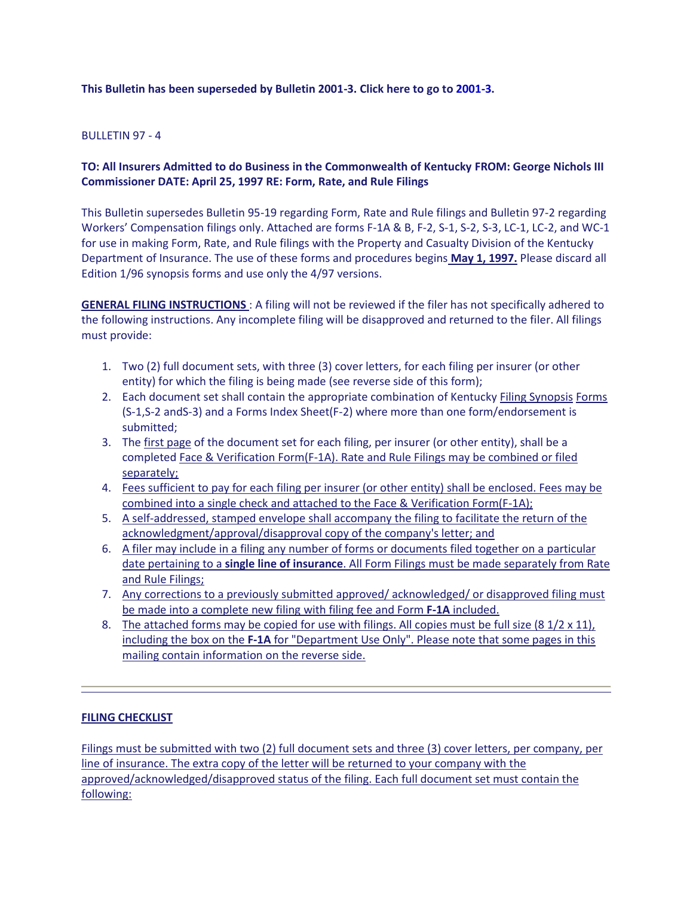**This Bulletin has been superseded by Bulletin 2001-3. Click here to go to 2001-3.**

BULLETIN 97 - 4

**TO: All Insurers Admitted to do Business in the Commonwealth of Kentucky FROM: George Nichols III Commissioner DATE: April 25, 1997 RE: Form, Rate, and Rule Filings**

This Bulletin supersedes Bulletin 95-19 regarding Form, Rate and Rule filings and Bulletin 97-2 regarding Workers' Compensation filings only. Attached are forms F-1A & B, F-2, S-1, S-2, S-3, LC-1, LC-2, and WC-1 for use in making Form, Rate, and Rule filings with the Property and Casualty Division of the Kentucky Department of Insurance. The use of these forms and procedures begins **May 1, 1997.** Please discard all Edition 1/96 synopsis forms and use only the 4/97 versions.

**GENERAL FILING INSTRUCTIONS** : A filing will not be reviewed if the filer has not specifically adhered to the following instructions. Any incomplete filing will be disapproved and returned to the filer. All filings must provide:

1. Two (2) full document sets, with three (3) cover letters, for each filing per insurer (or other entity) for which the filing is being made (see reverse side of this form);
2. Each document set shall contain the appropriate combination of Kentucky Filing Synopsis Forms (S-1,S-2 andS-3) and a Forms Index Sheet(F-2) where more than one form/endorsement is submitted;
3. The first page of the document set for each filing, per insurer (or other entity), shall be a completed Face & Verification Form(F-1A). Rate and Rule Filings may be combined or filed separately;
4. Fees sufficient to pay for each filing per insurer (or other entity) shall be enclosed. Fees may be combined into a single check and attached to the Face & Verification Form(F-1A);
5. A self-addressed, stamped envelope shall accompany the filing to facilitate the return of the acknowledgment/approval/disapproval copy of the company's letter; and
6. A filer may include in a filing any number of forms or documents filed together on a particular date pertaining to a **single line of insurance**. All Form Filings must be made separately from Rate and Rule Filings;
7. Any corrections to a previously submitted approved/ acknowledged/ or disapproved filing must be made into a complete new filing with filing fee and Form **F-1A** included.
8. The attached forms may be copied for use with filings. All copies must be full size (8 1/2 x 11), including the box on the **F-1A** for "Department Use Only". Please note that some pages in this mailing contain information on the reverse side.

---

**FILING CHECKLIST**

Filings must be submitted with two (2) full document sets and three (3) cover letters, per company, per line of insurance. The extra copy of the letter will be returned to your company with the approved/acknowledged/disapproved status of the filing. Each full document set must contain the following: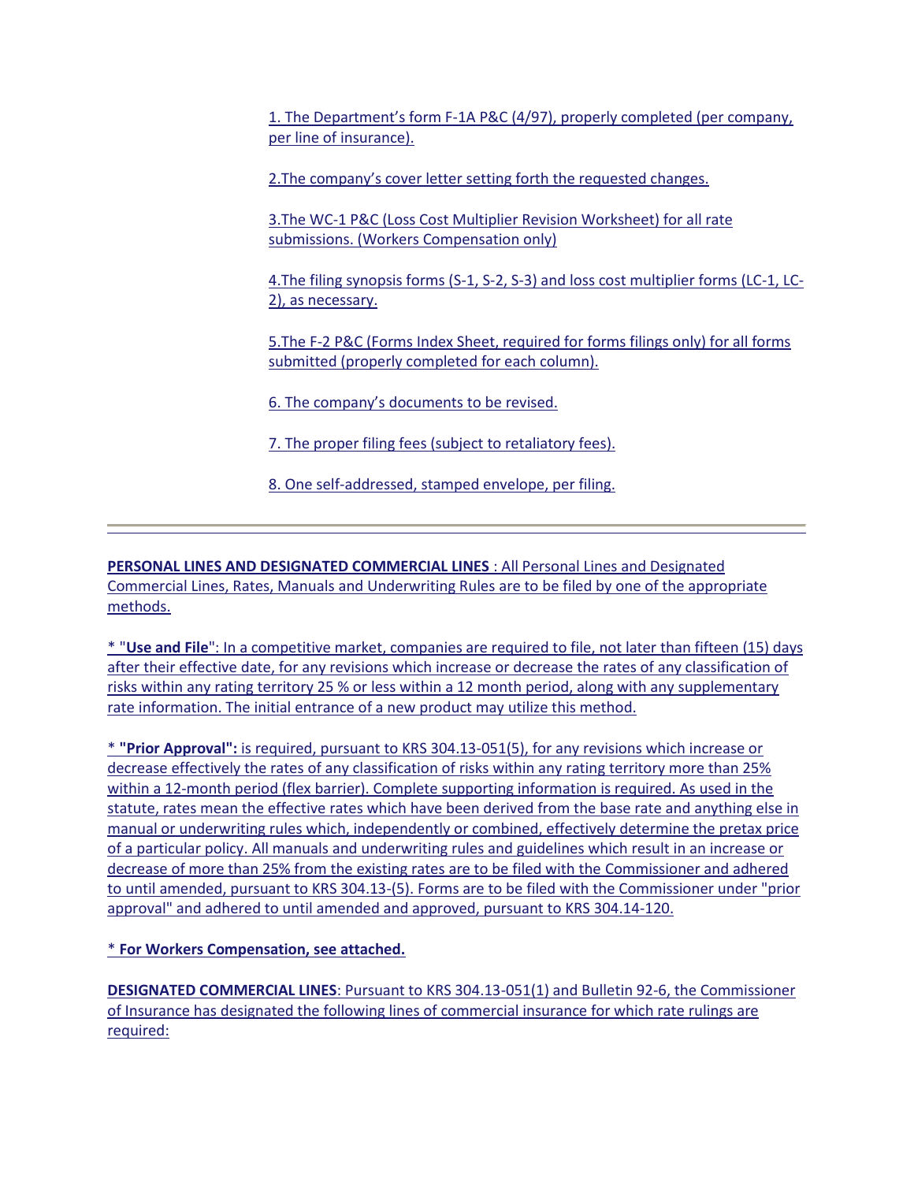1. The Department's form F-1A P&C (4/97), properly completed (per company, per line of insurance).

2.The company's cover letter setting forth the requested changes.

3.The WC-1 P&C (Loss Cost Multiplier Revision Worksheet) for all rate submissions. (Workers Compensation only)

4.The filing synopsis forms (S-1, S-2, S-3) and loss cost multiplier forms (LC-1, LC-2), as necessary.

5.The F-2 P&C (Forms Index Sheet, required for forms filings only) for all forms submitted (properly completed for each column).

6. The company's documents to be revised.

7. The proper filing fees (subject to retaliatory fees).

8. One self-addressed, stamped envelope, per filing.

---

**PERSONAL LINES AND DESIGNATED COMMERCIAL LINES** : All Personal Lines and Designated Commercial Lines, Rates, Manuals and Underwriting Rules are to be filed by one of the appropriate methods.

* "**Use and File**": In a competitive market, companies are required to file, not later than fifteen (15) days after their effective date, for any revisions which increase or decrease the rates of any classification of risks within any rating territory 25 % or less within a 12 month period, along with any supplementary rate information. The initial entrance of a new product may utilize this method.

* **"Prior Approval":** is required, pursuant to KRS 304.13-051(5), for any revisions which increase or decrease effectively the rates of any classification of risks within any rating territory more than 25% within a 12-month period (flex barrier). Complete supporting information is required. As used in the statute, rates mean the effective rates which have been derived from the base rate and anything else in manual or underwriting rules which, independently or combined, effectively determine the pretax price of a particular policy. All manuals and underwriting rules and guidelines which result in an increase or decrease of more than 25% from the existing rates are to be filed with the Commissioner and adhered to until amended, pursuant to KRS 304.13-(5). Forms are to be filed with the Commissioner under "prior approval" and adhered to until amended and approved, pursuant to KRS 304.14-120.

* **For Workers Compensation, see attached.**

**DESIGNATED COMMERCIAL LINES**: Pursuant to KRS 304.13-051(1) and Bulletin 92-6, the Commissioner of Insurance has designated the following lines of commercial insurance for which rate rulings are required: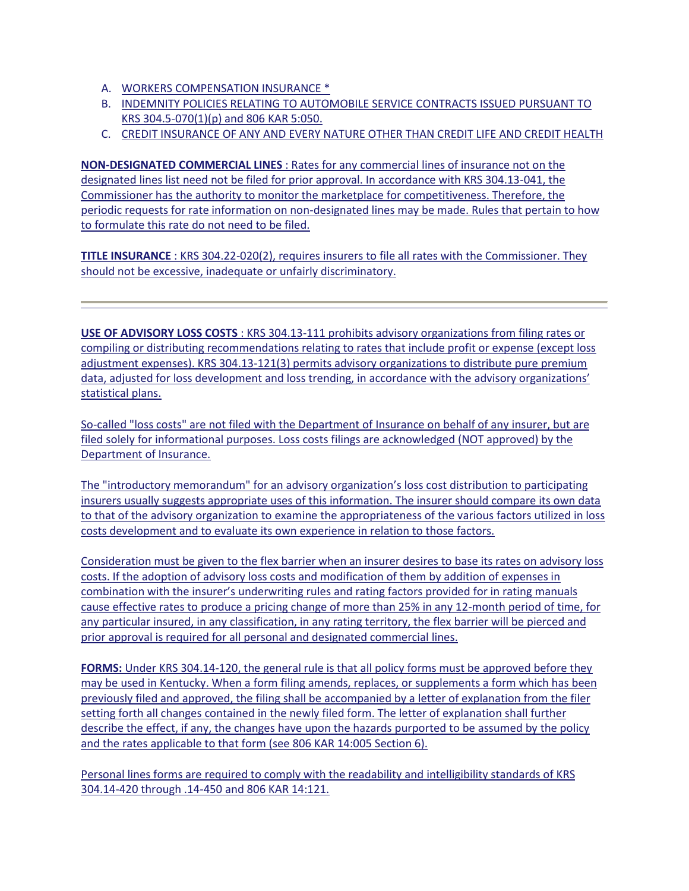A. WORKERS COMPENSATION INSURANCE *
B. INDEMNITY POLICIES RELATING TO AUTOMOBILE SERVICE CONTRACTS ISSUED PURSUANT TO KRS 304.5-070(1)(p) and 806 KAR 5:050.
C. CREDIT INSURANCE OF ANY AND EVERY NATURE OTHER THAN CREDIT LIFE AND CREDIT HEALTH

**NON-DESIGNATED COMMERCIAL LINES** : Rates for any commercial lines of insurance not on the designated lines list need not be filed for prior approval. In accordance with KRS 304.13-041, the Commissioner has the authority to monitor the marketplace for competitiveness. Therefore, the periodic requests for rate information on non-designated lines may be made. Rules that pertain to how to formulate this rate do not need to be filed.

**TITLE INSURANCE** : KRS 304.22-020(2), requires insurers to file all rates with the Commissioner. They should not be excessive, inadequate or unfairly discriminatory.

---

**USE OF ADVISORY LOSS COSTS** : KRS 304.13-111 prohibits advisory organizations from filing rates or compiling or distributing recommendations relating to rates that include profit or expense (except loss adjustment expenses). KRS 304.13-121(3) permits advisory organizations to distribute pure premium data, adjusted for loss development and loss trending, in accordance with the advisory organizations' statistical plans.

So-called "loss costs" are not filed with the Department of Insurance on behalf of any insurer, but are filed solely for informational purposes. Loss costs filings are acknowledged (NOT approved) by the Department of Insurance.

The "introductory memorandum" for an advisory organization's loss cost distribution to participating insurers usually suggests appropriate uses of this information. The insurer should compare its own data to that of the advisory organization to examine the appropriateness of the various factors utilized in loss costs development and to evaluate its own experience in relation to those factors.

Consideration must be given to the flex barrier when an insurer desires to base its rates on advisory loss costs. If the adoption of advisory loss costs and modification of them by addition of expenses in combination with the insurer's underwriting rules and rating factors provided for in rating manuals cause effective rates to produce a pricing change of more than 25% in any 12-month period of time, for any particular insured, in any classification, in any rating territory, the flex barrier will be pierced and prior approval is required for all personal and designated commercial lines.

**FORMS:** Under KRS 304.14-120, the general rule is that all policy forms must be approved before they may be used in Kentucky. When a form filing amends, replaces, or supplements a form which has been previously filed and approved, the filing shall be accompanied by a letter of explanation from the filer setting forth all changes contained in the newly filed form. The letter of explanation shall further describe the effect, if any, the changes have upon the hazards purported to be assumed by the policy and the rates applicable to that form (see 806 KAR 14:005 Section 6).

Personal lines forms are required to comply with the readability and intelligibility standards of KRS 304.14-420 through .14-450 and 806 KAR 14:121.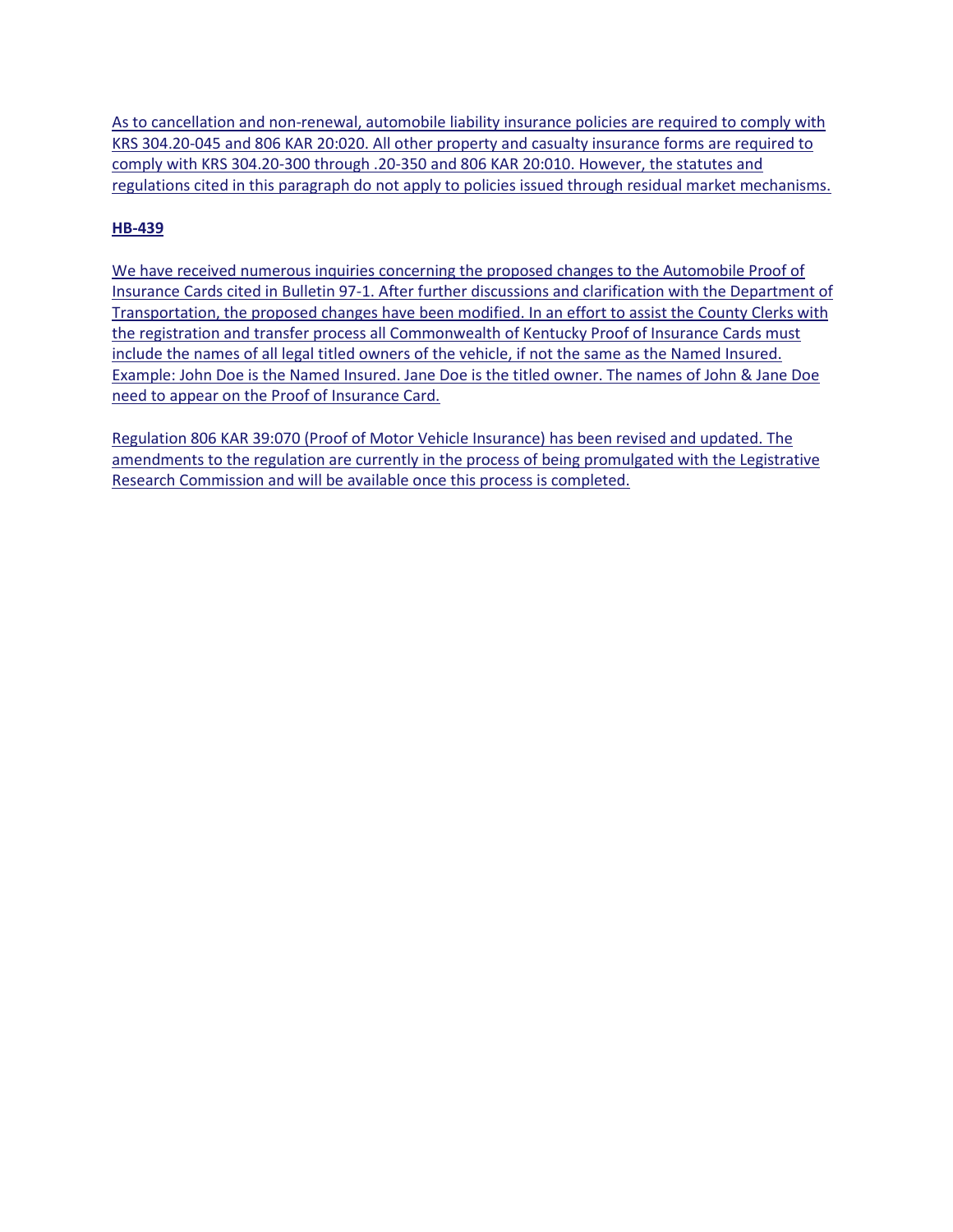As to cancellation and non-renewal, automobile liability insurance policies are required to comply with KRS 304.20-045 and 806 KAR 20:020. All other property and casualty insurance forms are required to comply with KRS 304.20-300 through .20-350 and 806 KAR 20:010. However, the statutes and regulations cited in this paragraph do not apply to policies issued through residual market mechanisms.

**HB-439**

We have received numerous inquiries concerning the proposed changes to the Automobile Proof of Insurance Cards cited in Bulletin 97-1. After further discussions and clarification with the Department of Transportation, the proposed changes have been modified. In an effort to assist the County Clerks with the registration and transfer process all Commonwealth of Kentucky Proof of Insurance Cards must include the names of all legal titled owners of the vehicle, if not the same as the Named Insured. Example: John Doe is the Named Insured. Jane Doe is the titled owner. The names of John & Jane Doe need to appear on the Proof of Insurance Card.

Regulation 806 KAR 39:070 (Proof of Motor Vehicle Insurance) has been revised and updated. The amendments to the regulation are currently in the process of being promulgated with the Legistrative Research Commission and will be available once this process is completed.